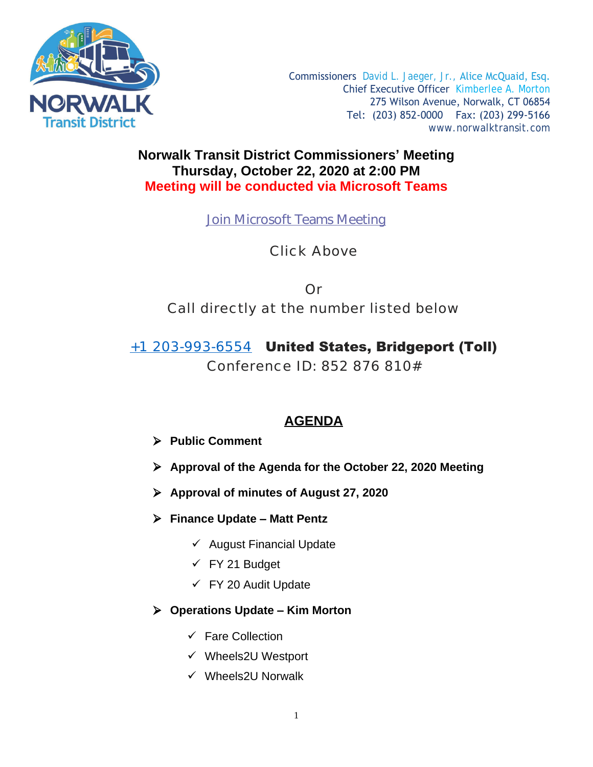NORWALK Transit District

Commissioners David L. Jaeger, Jr., Alice McQuaid, Esq.
Chief Executive Officer Kimberlee A. Morton
275 Wilson Avenue, Norwalk, CT 06854
Tel: (203) 852-0000 Fax: (203) 299-5166
www.norwalktransit.com

**Norwalk Transit District Commissioners' Meeting**
**Thursday, October 22, 2020 at 2:00 PM**
**Meeting will be conducted via Microsoft Teams**

Join Microsoft Teams Meeting

Click Above

Or
Call directly at the number listed below

+1 203-993-6554 **United States, Bridgeport (Toll)**
Conference ID: 852 876 810#

## AGENDA

- **Public Comment**
- **Approval of the Agenda for the October 22, 2020 Meeting**
- **Approval of minutes of August 27, 2020**
- **Finance Update – Matt Pentz**
  - ✓ August Financial Update
  - ✓ FY 21 Budget
  - ✓ FY 20 Audit Update
- **Operations Update – Kim Morton**
  - ✓ Fare Collection
  - ✓ Wheels2U Westport
  - ✓ Wheels2U Norwalk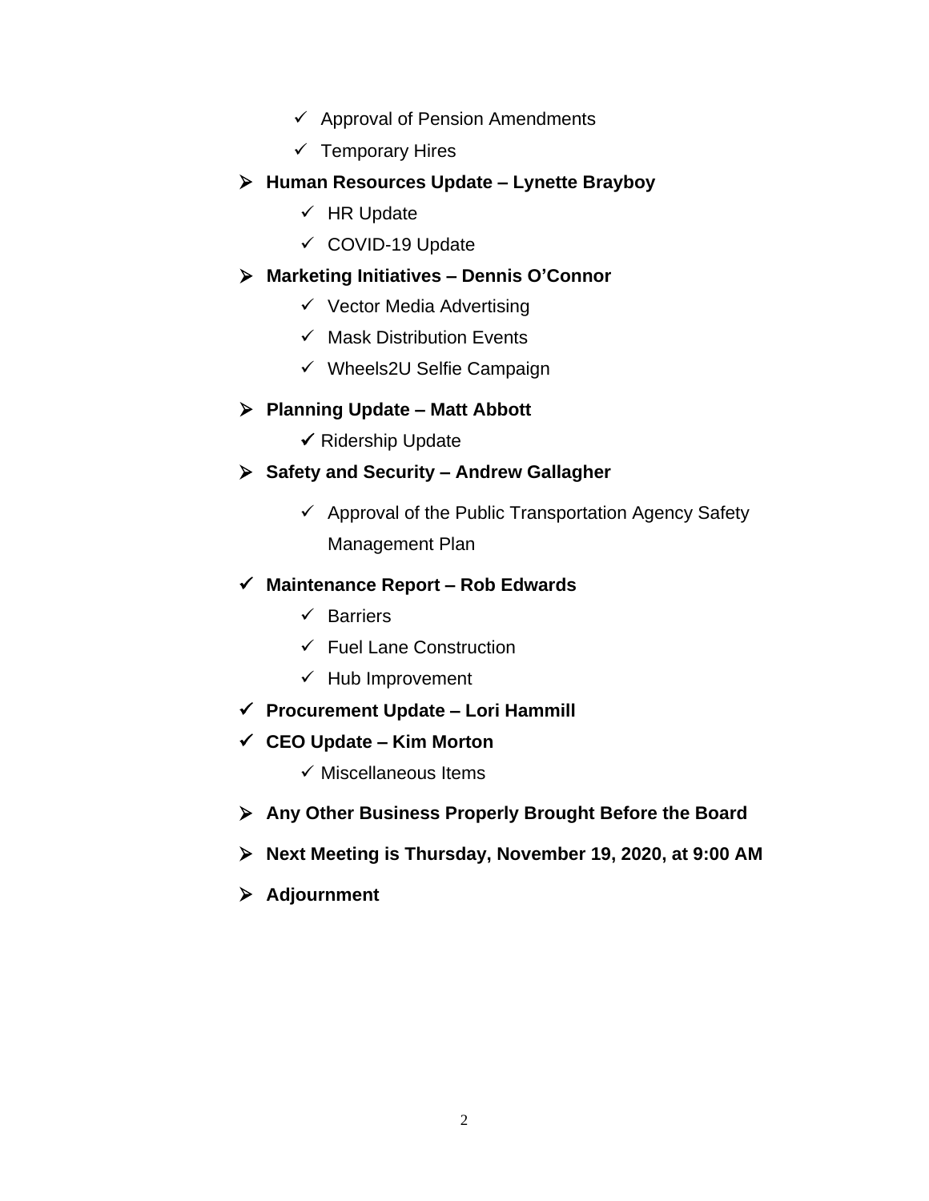- ✓ Approval of Pension Amendments
- ✓ Temporary Hires

- **Human Resources Update – Lynette Brayboy**
  - ✓ HR Update
  - ✓ COVID-19 Update
- **Marketing Initiatives – Dennis O'Connor**
  - ✓ Vector Media Advertising
  - ✓ Mask Distribution Events
  - ✓ Wheels2U Selfie Campaign
- **Planning Update – Matt Abbott**
  - ✓ Ridership Update
- **Safety and Security – Andrew Gallagher**
  - ✓ Approval of the Public Transportation Agency Safety Management Plan
- ✓ **Maintenance Report – Rob Edwards**
  - ✓ Barriers
  - ✓ Fuel Lane Construction
  - ✓ Hub Improvement
- ✓ **Procurement Update – Lori Hammill**
- ✓ **CEO Update – Kim Morton**
  - ✓ Miscellaneous Items
- **Any Other Business Properly Brought Before the Board**
- **Next Meeting is Thursday, November 19, 2020, at 9:00 AM**
- **Adjournment**